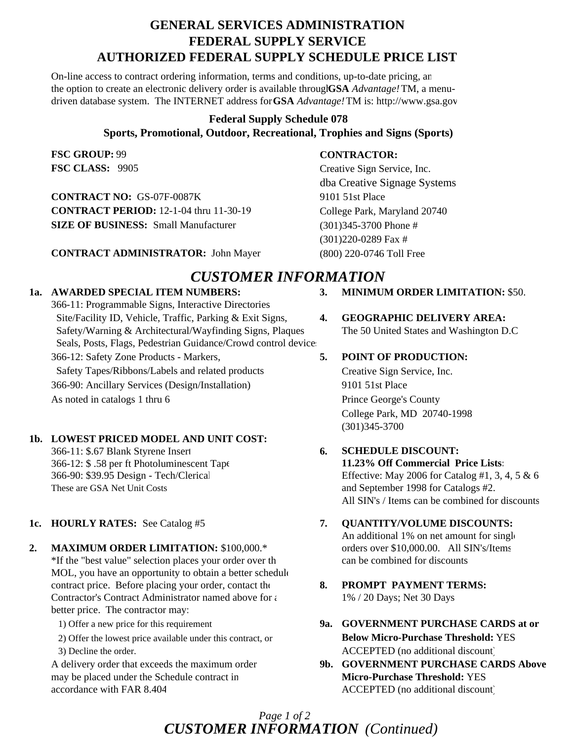# GENERAL SERVICES ADMINISTRATION
# FEDERAL SUPPLY SERVICE
# AUTHORIZED FEDERAL SUPPLY SCHEDULE PRICE LIST

On-line access to contract ordering information, terms and conditions, up-to-date pricing, and the option to create an electronic delivery order is available through **GSA** *Advantage!* TM, a menu-driven database system. The INTERNET address for **GSA** *Advantage!* TM is: http://www.gsa.gov

**Federal Supply Schedule 078**
**Sports, Promotional, Outdoor, Recreational, Trophies and Signs (Sports)**

**FSC GROUP:** 99
**FSC CLASS:** 9905

**CONTRACT NO:** GS-07F-0087K
**CONTRACT PERIOD:** 12-1-04 thru 11-30-19
**SIZE OF BUSINESS:** Small Manufacturer

**CONTRACT ADMINISTRATOR:** John Mayer

**CONTRACTOR:**
Creative Sign Service, Inc.
dba Creative Signage Systems
9101 51st Place
College Park, Maryland 20740
(301)345-3700 Phone #
(301)220-0289 Fax #
(800) 220-0746 Toll Free

## *CUSTOMER INFORMATION*

**1a. AWARDED SPECIAL ITEM NUMBERS:**
366-11: Programmable Signs, Interactive Directories Site/Facility ID, Vehicle, Traffic, Parking & Exit Signs, Safety/Warning & Architectural/Wayfinding Signs, Plaques Seals, Posts, Flags, Pedestrian Guidance/Crowd control devices
366-12: Safety Zone Products - Markers, Safety Tapes/Ribbons/Labels and related products
366-90: Ancillary Services (Design/Installation)
As noted in catalogs 1 thru 6

**1b. LOWEST PRICED MODEL AND UNIT COST:**
366-11: $.67 Blank Styrene Insert
366-12: $ .58 per ft Photoluminescent Tape
366-90: $39.95 Design - Tech/Clerical
These are GSA Net Unit Costs

**1c. HOURLY RATES:** See Catalog #5

**2. MAXIMUM ORDER LIMITATION:** $100,000.*
*If the "best value" selection places your order over the MOL, you have an opportunity to obtain a better schedule contract price. Before placing your order, contact the Contractor's Contract Administrator named above for a better price. The contractor may:
1) Offer a new price for this requirement
2) Offer the lowest price available under this contract, or
3) Decline the order.
A delivery order that exceeds the maximum order may be placed under the Schedule contract in accordance with FAR 8.404

**3. MINIMUM ORDER LIMITATION:** $50.

**4. GEOGRAPHIC DELIVERY AREA:**
The 50 United States and Washington D.C

**5. POINT OF PRODUCTION:**
Creative Sign Service, Inc.
9101 51st Place
Prince George's County
College Park, MD 20740-1998
(301)345-3700

**6. SCHEDULE DISCOUNT:**
**11.23% Off Commercial Price Lists:**
Effective: May 2006 for Catalog #1, 3, 4, 5 & 6 and September 1998 for Catalogs #2.
All SIN's / Items can be combined for discounts

**7. QUANTITY/VOLUME DISCOUNTS:**
An additional 1% on net amount for single orders over $10,000.00. All SIN's/Items can be combined for discounts

**8. PROMPT PAYMENT TERMS:**
1% / 20 Days; Net 30 Days

**9a. GOVERNMENT PURCHASE CARDS at or Below Micro-Purchase Threshold:** YES ACCEPTED (no additional discount)

**9b. GOVERNMENT PURCHASE CARDS Above Micro-Purchase Threshold:** YES ACCEPTED (no additional discount)

## *CUSTOMER INFORMATION (Continued)*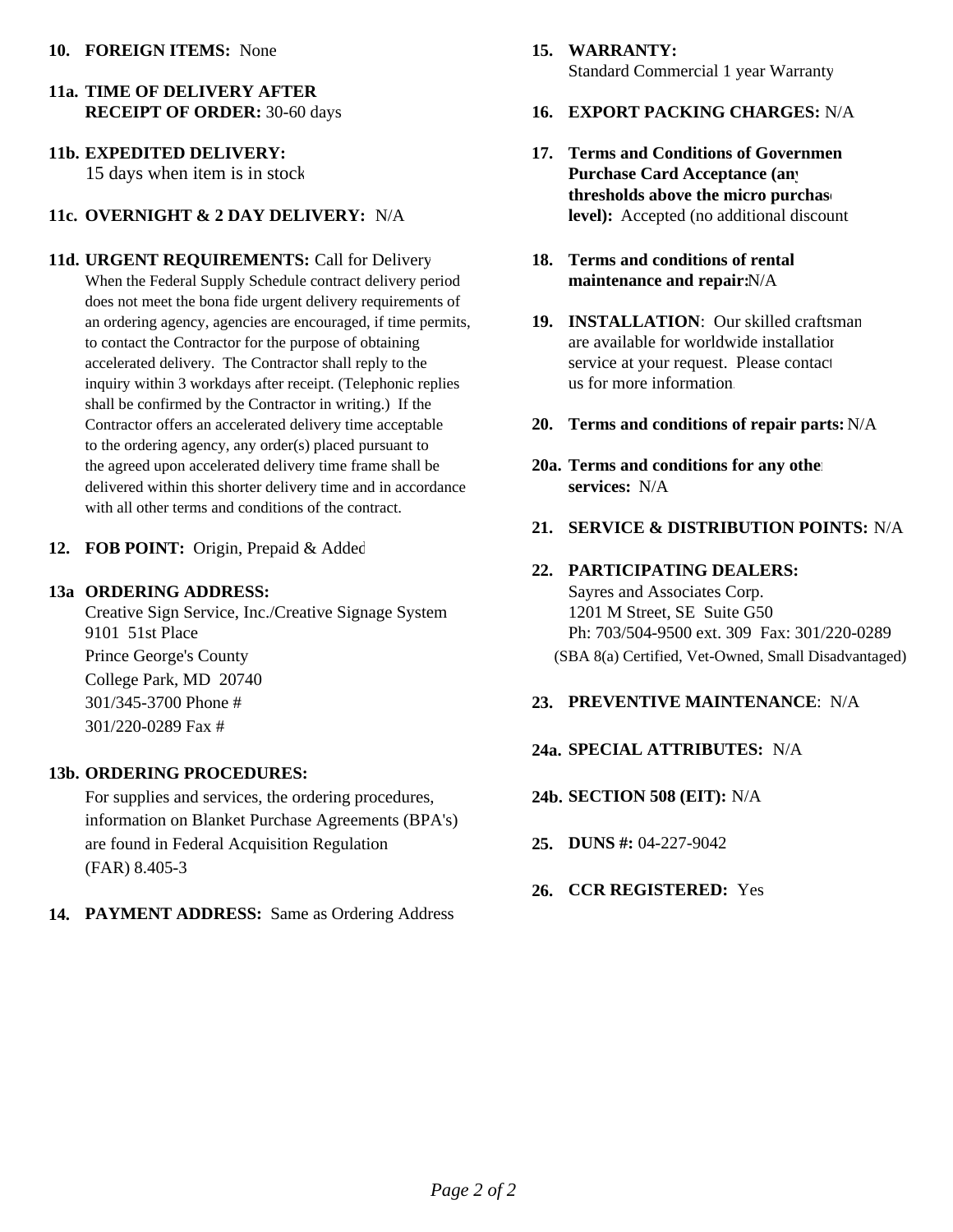**10. FOREIGN ITEMS:** None

**11a. TIME OF DELIVERY AFTER RECEIPT OF ORDER:** 30-60 days

**11b. EXPEDITED DELIVERY:**
15 days when item is in stock

**11c. OVERNIGHT & 2 DAY DELIVERY:** N/A

**11d. URGENT REQUIREMENTS:** Call for Delivery
When the Federal Supply Schedule contract delivery period does not meet the bona fide urgent delivery requirements of an ordering agency, agencies are encouraged, if time permits, to contact the Contractor for the purpose of obtaining accelerated delivery. The Contractor shall reply to the inquiry within 3 workdays after receipt. (Telephonic replies shall be confirmed by the Contractor in writing.) If the Contractor offers an accelerated delivery time acceptable to the ordering agency, any order(s) placed pursuant to the agreed upon accelerated delivery time frame shall be delivered within this shorter delivery time and in accordance with all other terms and conditions of the contract.

**12. FOB POINT:** Origin, Prepaid & Added

**13a ORDERING ADDRESS:**
Creative Sign Service, Inc./Creative Signage System
9101 51st Place
Prince George's County
College Park, MD 20740
301/345-3700 Phone #
301/220-0289 Fax #

**13b. ORDERING PROCEDURES:**
For supplies and services, the ordering procedures, information on Blanket Purchase Agreements (BPA's) are found in Federal Acquisition Regulation (FAR) 8.405-3

**14. PAYMENT ADDRESS:** Same as Ordering Address

**15. WARRANTY:**
Standard Commercial 1 year Warranty

**16. EXPORT PACKING CHARGES:** N/A

**17. Terms and Conditions of Government Purchase Card Acceptance (any thresholds above the micro purchase level):** Accepted (no additional discount)

**18. Terms and conditions of rental maintenance and repair:** N/A

**19. INSTALLATION:** Our skilled craftsman are available for worldwide installation service at your request. Please contact us for more information.

**20. Terms and conditions of repair parts:** N/A

**20a. Terms and conditions for any other services:** N/A

**21. SERVICE & DISTRIBUTION POINTS:** N/A

**22. PARTICIPATING DEALERS:**
Sayres and Associates Corp.
1201 M Street, SE Suite G50
Ph: 703/504-9500 ext. 309 Fax: 301/220-0289
(SBA 8(a) Certified, Vet-Owned, Small Disadvantaged)

**23. PREVENTIVE MAINTENANCE:** N/A

**24a. SPECIAL ATTRIBUTES:** N/A

**24b. SECTION 508 (EIT):** N/A

**25. DUNS #:** 04-227-9042

**26. CCR REGISTERED:** Yes